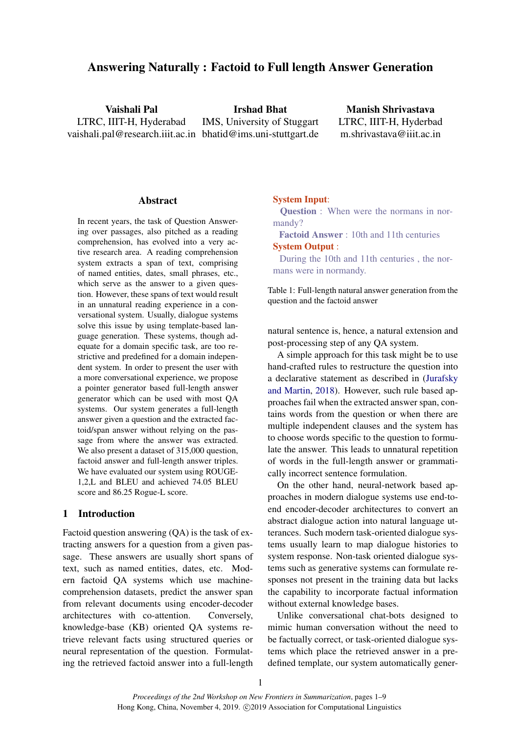# Answering Naturally : Factoid to Full length Answer Generation

**Vaishali Pal**
LTRC, IIIT-H, Hyderabad
vaishali.pal@research.iiit.ac.in

**Irshad Bhat**
IMS, University of Stuggart
bhatid@ims.uni-stuttgart.de

**Manish Shrivastava**
LTRC, IIIT-H, Hyderbad
m.shrivastava@iiit.ac.in

## Abstract

In recent years, the task of Question Answering over passages, also pitched as a reading comprehension, has evolved into a very active research area. A reading comprehension system extracts a span of text, comprising of named entities, dates, small phrases, etc., which serve as the answer to a given question. However, these spans of text would result in an unnatural reading experience in a conversational system. Usually, dialogue systems solve this issue by using template-based language generation. These systems, though adequate for a domain specific task, are too restrictive and predefined for a domain independent system. In order to present the user with a more conversational experience, we propose a pointer generator based full-length answer generator which can be used with most QA systems. Our system generates a full-length answer given a question and the extracted factoid/span answer without relying on the passage from where the answer was extracted. We also present a dataset of 315,000 question, factoid answer and full-length answer triples. We have evaluated our system using ROUGE-1,2,L and BLEU and achieved 74.05 BLEU score and 86.25 Rogue-L score.

## 1 Introduction

Factoid question answering (QA) is the task of extracting answers for a question from a given passage. These answers are usually short spans of text, such as named entities, dates, etc. Modern factoid QA systems which use machine-comprehension datasets, predict the answer span from relevant documents using encoder-decoder architectures with co-attention. Conversely, knowledge-base (KB) oriented QA systems retrieve relevant facts using structured queries or neural representation of the question. Formulating the retrieved factoid answer into a full-length natural sentence is, hence, a natural extension and post-processing step of any QA system.

**System Input**:
**Question** : When were the normans in normandy?
**Factoid Answer** : 10th and 11th centuries
**System Output** :
During the 10th and 11th centuries , the normans were in normandy.

Table 1: Full-length natural answer generation from the question and the factoid answer

A simple approach for this task might be to use hand-crafted rules to restructure the question into a declarative statement as described in (Jurafsky and Martin, 2018). However, such rule based approaches fail when the extracted answer span, contains words from the question or when there are multiple independent clauses and the system has to choose words specific to the question to formulate the answer. This leads to unnatural repetition of words in the full-length answer or grammatically incorrect sentence formulation.

On the other hand, neural-network based approaches in modern dialogue systems use end-to-end encoder-decoder architectures to convert an abstract dialogue action into natural language utterances. Such modern task-oriented dialogue systems usually learn to map dialogue histories to system response. Non-task oriented dialogue systems such as generative systems can formulate responses not present in the training data but lacks the capability to incorporate factual information without external knowledge bases.

Unlike conversational chat-bots designed to mimic human conversation without the need to be factually correct, or task-oriented dialogue systems which place the retrieved answer in a predefined template, our system automatically gener-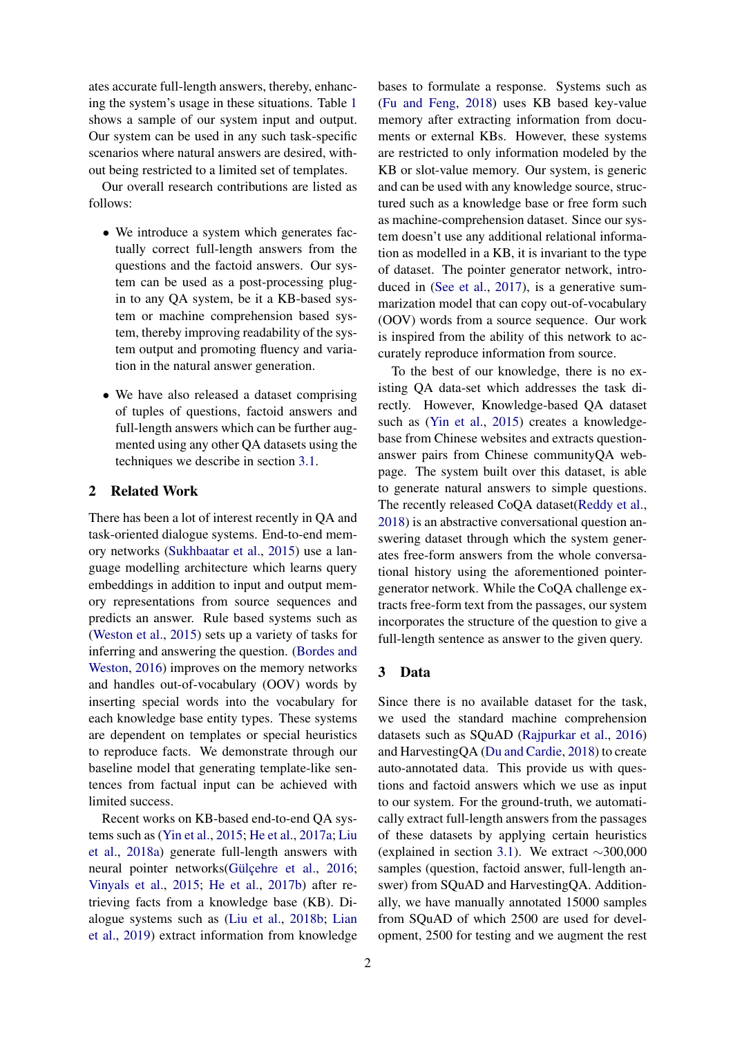ates accurate full-length answers, thereby, enhancing the system's usage in these situations. Table 1 shows a sample of our system input and output. Our system can be used in any such task-specific scenarios where natural answers are desired, without being restricted to a limited set of templates.

Our overall research contributions are listed as follows:

- We introduce a system which generates factually correct full-length answers from the questions and the factoid answers. Our system can be used as a post-processing plug-in to any QA system, be it a KB-based system or machine comprehension based system, thereby improving readability of the system output and promoting fluency and variation in the natural answer generation.
- We have also released a dataset comprising of tuples of questions, factoid answers and full-length answers which can be further augmented using any other QA datasets using the techniques we describe in section 3.1.

## 2 Related Work

There has been a lot of interest recently in QA and task-oriented dialogue systems. End-to-end memory networks (Sukhbaatar et al., 2015) use a language modelling architecture which learns query embeddings in addition to input and output memory representations from source sequences and predicts an answer. Rule based systems such as (Weston et al., 2015) sets up a variety of tasks for inferring and answering the question. (Bordes and Weston, 2016) improves on the memory networks and handles out-of-vocabulary (OOV) words by inserting special words into the vocabulary for each knowledge base entity types. These systems are dependent on templates or special heuristics to reproduce facts. We demonstrate through our baseline model that generating template-like sentences from factual input can be achieved with limited success.

Recent works on KB-based end-to-end QA systems such as (Yin et al., 2015; He et al., 2017a; Liu et al., 2018a) generate full-length answers with neural pointer networks(Gülçehre et al., 2016; Vinyals et al., 2015; He et al., 2017b) after retrieving facts from a knowledge base (KB). Dialogue systems such as (Liu et al., 2018b; Lian et al., 2019) extract information from knowledge bases to formulate a response. Systems such as (Fu and Feng, 2018) uses KB based key-value memory after extracting information from documents or external KBs. However, these systems are restricted to only information modeled by the KB or slot-value memory. Our system, is generic and can be used with any knowledge source, structured such as a knowledge base or free form such as machine-comprehension dataset. Since our system doesn't use any additional relational information as modelled in a KB, it is invariant to the type of dataset. The pointer generator network, introduced in (See et al., 2017), is a generative summarization model that can copy out-of-vocabulary (OOV) words from a source sequence. Our work is inspired from the ability of this network to accurately reproduce information from source.

To the best of our knowledge, there is no existing QA data-set which addresses the task directly. However, Knowledge-based QA dataset such as (Yin et al., 2015) creates a knowledge-base from Chinese websites and extracts question-answer pairs from Chinese communityQA webpage. The system built over this dataset, is able to generate natural answers to simple questions. The recently released CoQA dataset(Reddy et al., 2018) is an abstractive conversational question answering dataset through which the system generates free-form answers from the whole conversational history using the aforementioned pointer-generator network. While the CoQA challenge extracts free-form text from the passages, our system incorporates the structure of the question to give a full-length sentence as answer to the given query.

## 3 Data

Since there is no available dataset for the task, we used the standard machine comprehension datasets such as SQuAD (Rajpurkar et al., 2016) and HarvestingQA (Du and Cardie, 2018) to create auto-annotated data. This provide us with questions and factoid answers which we use as input to our system. For the ground-truth, we automatically extract full-length answers from the passages of these datasets by applying certain heuristics (explained in section 3.1). We extract $\sim$300,000 samples (question, factoid answer, full-length answer) from SQuAD and HarvestingQA. Additionally, we have manually annotated 15000 samples from SQuAD of which 2500 are used for development, 2500 for testing and we augment the rest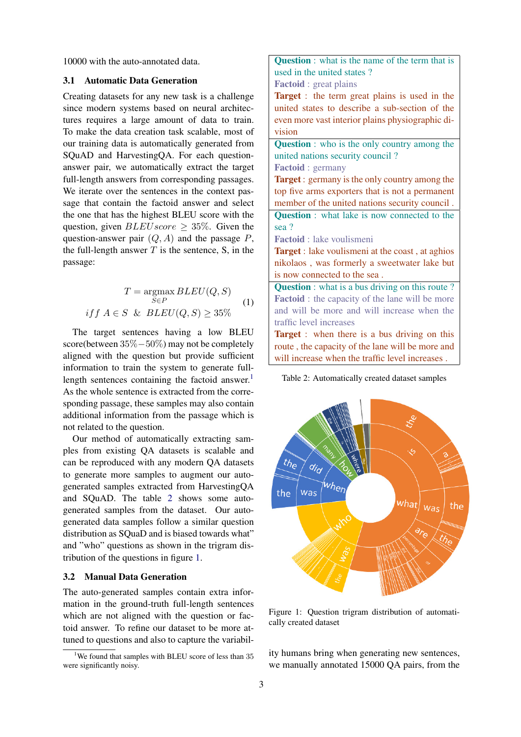10000 with the auto-annotated data.

### 3.1 Automatic Data Generation

Creating datasets for any new task is a challenge since modern systems based on neural architectures requires a large amount of data to train. To make the data creation task scalable, most of our training data is automatically generated from SQuAD and HarvestingQA. For each question-answer pair, we automatically extract the target full-length answers from corresponding passages. We iterate over the sentences in the context passage that contain the factoid answer and select the one that has the highest BLEU score with the question, given $BLEUscore \geq 35\%$. Given the question-answer pair $(Q, A)$ and the passage $P$, the full-length answer $T$ is the sentence, S, in the passage:

$$T = \underset{S \in P}{\operatorname{argmax}}\, BLEU(Q, S)$$
$$iff\ A \in S\ \ \&\ \ BLEU(Q, S) \geq 35\% \tag{1}$$

The target sentences having a low BLEU score(between $35\% - 50\%$) may not be completely aligned with the question but provide sufficient information to train the system to generate full-length sentences containing the factoid answer.[1] As the whole sentence is extracted from the corresponding passage, these samples may also contain additional information from the passage which is not related to the question.

Our method of automatically extracting samples from existing QA datasets is scalable and can be reproduced with any modern QA datasets to generate more samples to augment our auto-generated samples extracted from HarvestingQA and SQuAD. The table 2 shows some auto-generated samples from the dataset. Our auto-generated data samples follow a similar question distribution as SQuaD and is biased towards what" and "who" questions as shown in the trigram distribution of the questions in figure 1.

| |
|---|
| **Question** : what is the name of the term that is used in the united states ? <br> **Factoid** : great plains <br> **Target** : the term great plains is used in the united states to describe a sub-section of the even more vast interior plains physiographic division |
| **Question** : who is the only country among the united nations security council ? <br> **Factoid** : germany <br> **Target** : germany is the only country among the top five arms exporters that is not a permanent member of the united nations security council . |
| **Question** : what lake is now connected to the sea ? <br> **Factoid** : lake voulismeni <br> **Target** : lake voulismeni at the coast , at aghios nikolaos , was formerly a sweetwater lake but is now connected to the sea . |
| **Question** : what is a bus driving on this route ? <br> **Factoid** : the capacity of the lane will be more and will be more and will increase when the traffic level increases <br> **Target** : when there is a bus driving on this route , the capacity of the lane will be more and will increase when the traffic level increases . |

Table 2: Automatically created dataset samples

Figure 1: Question trigram distribution of automatically created dataset

### 3.2 Manual Data Generation

The auto-generated samples contain extra information in the ground-truth full-length sentences which are not aligned with the question or factoid answer. To refine our dataset to be more attuned to questions and also to capture the variability humans bring when generating new sentences, we manually annotated 15000 QA pairs, from the

[1] We found that samples with BLEU score of less than 35 were significantly noisy.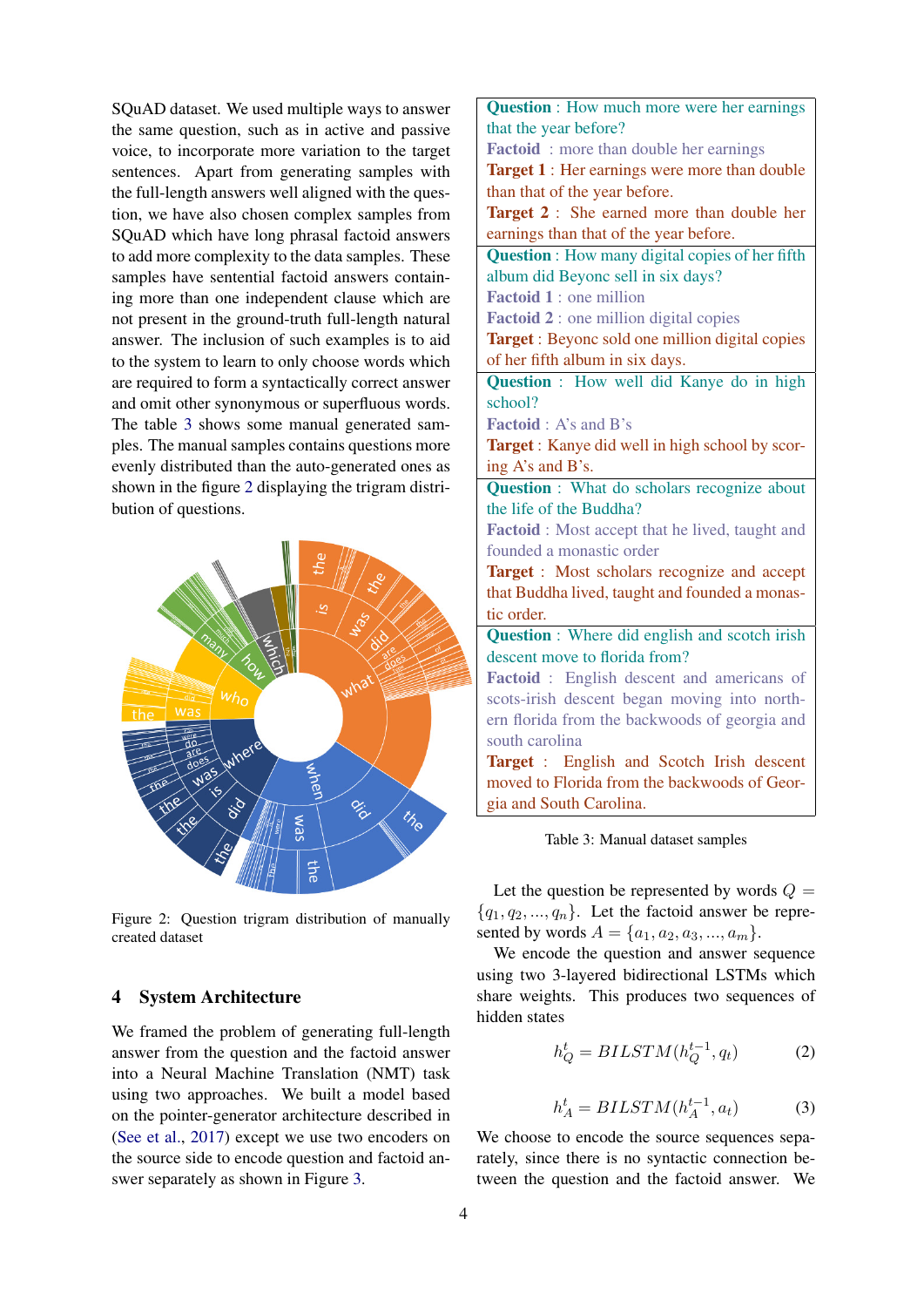SQuAD dataset. We used multiple ways to answer the same question, such as in active and passive voice, to incorporate more variation to the target sentences. Apart from generating samples with the full-length answers well aligned with the question, we have also chosen complex samples from SQuAD which have long phrasal factoid answers to add more complexity to the data samples. These samples have sentential factoid answers containing more than one independent clause which are not present in the ground-truth full-length natural answer. The inclusion of such examples is to aid to the system to learn to only choose words which are required to form a syntactically correct answer and omit other synonymous or superfluous words. The table 3 shows some manual generated samples. The manual samples contains questions more evenly distributed than the auto-generated ones as shown in the figure 2 displaying the trigram distribution of questions.

Figure 2: Question trigram distribution of manually created dataset

| |
|---|
| **Question** : How much more were her earnings that the year before?<br>**Factoid** : more than double her earnings<br>**Target 1** : Her earnings were more than double than that of the year before.<br>**Target 2** : She earned more than double her earnings than that of the year before. |
| **Question** : How many digital copies of her fifth album did Beyonc sell in six days?<br>**Factoid 1** : one million<br>**Factoid 2** : one million digital copies<br>**Target** : Beyonc sold one million digital copies of her fifth album in six days. |
| **Question** : How well did Kanye do in high school?<br>**Factoid** : A's and B's<br>**Target** : Kanye did well in high school by scoring A's and B's. |
| **Question** : What do scholars recognize about the life of the Buddha?<br>**Factoid** : Most accept that he lived, taught and founded a monastic order<br>**Target** : Most scholars recognize and accept that Buddha lived, taught and founded a monastic order. |
| **Question** : Where did english and scotch irish descent move to florida from?<br>**Factoid** : English descent and americans of scots-irish descent began moving into northern florida from the backwoods of georgia and south carolina<br>**Target** : English and Scotch Irish descent moved to Florida from the backwoods of Georgia and South Carolina. |

Table 3: Manual dataset samples

## 4 System Architecture

We framed the problem of generating full-length answer from the question and the factoid answer into a Neural Machine Translation (NMT) task using two approaches. We built a model based on the pointer-generator architecture described in (See et al., 2017) except we use two encoders on the source side to encode question and factoid answer separately as shown in Figure 3.

Let the question be represented by words $Q = \{q_1, q_2, ..., q_n\}$. Let the factoid answer be represented by words $A = \{a_1, a_2, a_3, ..., a_m\}$.

We encode the question and answer sequence using two 3-layered bidirectional LSTMs which share weights. This produces two sequences of hidden states

$$h_Q^t = BILSTM(h_Q^{t-1}, q_t) \tag{2}$$

$$h_A^t = BILSTM(h_A^{t-1}, a_t) \tag{3}$$

We choose to encode the source sequences separately, since there is no syntactic connection between the question and the factoid answer. We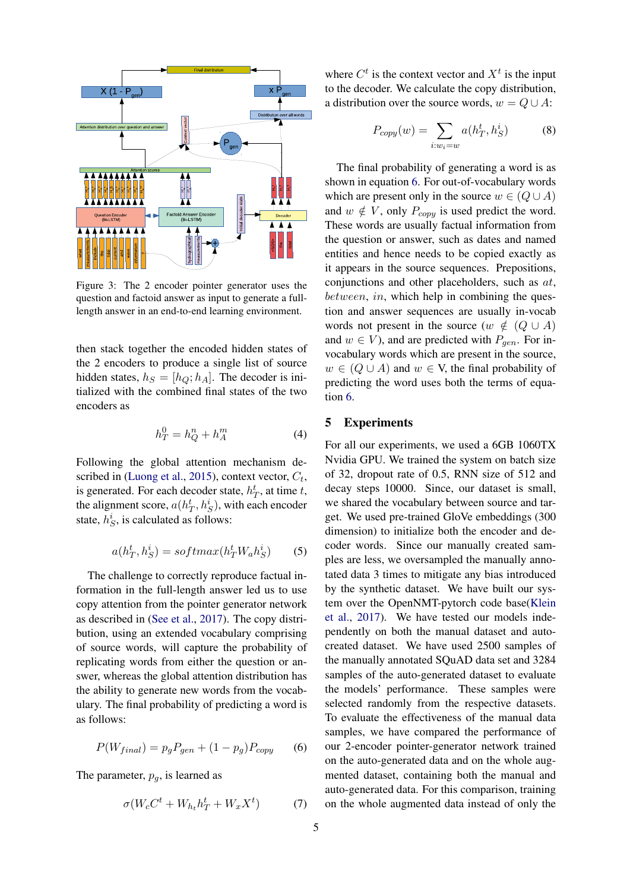Figure 3: The 2 encoder pointer generator uses the question and factoid answer as input to generate a full-length answer in an end-to-end learning environment.

then stack together the encoded hidden states of the 2 encoders to produce a single list of source hidden states, $h_S = [h_Q; h_A]$. The decoder is initialized with the combined final states of the two encoders as

$$h_T^0 = h_Q^n + h_A^m \tag{4}$$

Following the global attention mechanism described in (Luong et al., 2015), context vector, $C_t$, is generated. For each decoder state, $h_T^t$, at time $t$, the alignment score, $a(h_T^t, h_S^i)$, with each encoder state, $h_S^i$, is calculated as follows:

$$a(h_T^t, h_S^i) = softmax(h_T^t W_a h_S^i) \tag{5}$$

The challenge to correctly reproduce factual information in the full-length answer led us to use copy attention from the pointer generator network as described in (See et al., 2017). The copy distribution, using an extended vocabulary comprising of source words, will capture the probability of replicating words from either the question or answer, whereas the global attention distribution has the ability to generate new words from the vocabulary. The final probability of predicting a word is as follows:

$$P(W_{final}) = p_g P_{gen} + (1 - p_g) P_{copy} \tag{6}$$

The parameter, $p_g$, is learned as

$$\sigma(W_c C^t + W_{h_t} h_T^t + W_x X^t) \tag{7}$$

where $C^t$ is the context vector and $X^t$ is the input to the decoder. We calculate the copy distribution, a distribution over the source words, $w = Q \cup A$:

$$P_{copy}(w) = \sum_{i:w_i = w} a(h_T^t, h_S^i) \tag{8}$$

The final probability of generating a word is as shown in equation 6. For out-of-vocabulary words which are present only in the source $w \in (Q \cup A)$ and $w \notin V$, only $P_{copy}$ is used predict the word. These words are usually factual information from the question or answer, such as dates and named entities and hence needs to be copied exactly as it appears in the source sequences. Prepositions, conjunctions and other placeholders, such as *at*, *between*, *in*, which help in combining the question and answer sequences are usually in-vocab words not present in the source ($w \notin (Q \cup A)$ and $w \in V$), and are predicted with $P_{gen}$. For in-vocabulary words which are present in the source, $w \in (Q \cup A)$ and $w \in$ V, the final probability of predicting the word uses both the terms of equation 6.

## 5 Experiments

For all our experiments, we used a 6GB 1060TX Nvidia GPU. We trained the system on batch size of 32, dropout rate of 0.5, RNN size of 512 and decay steps 10000. Since, our dataset is small, we shared the vocabulary between source and target. We used pre-trained GloVe embeddings (300 dimension) to initialize both the encoder and decoder words. Since our manually created samples are less, we oversampled the manually annotated data 3 times to mitigate any bias introduced by the synthetic dataset. We have built our system over the OpenNMT-pytorch code base(Klein et al., 2017). We have tested our models independently on both the manual dataset and auto-created dataset. We have used 2500 samples of the manually annotated SQuAD data set and 3284 samples of the auto-generated dataset to evaluate the models' performance. These samples were selected randomly from the respective datasets. To evaluate the effectiveness of the manual data samples, we have compared the performance of our 2-encoder pointer-generator network trained on the auto-generated data and on the whole augmented dataset, containing both the manual and auto-created data. For this comparison, training on the whole augmented data instead of only the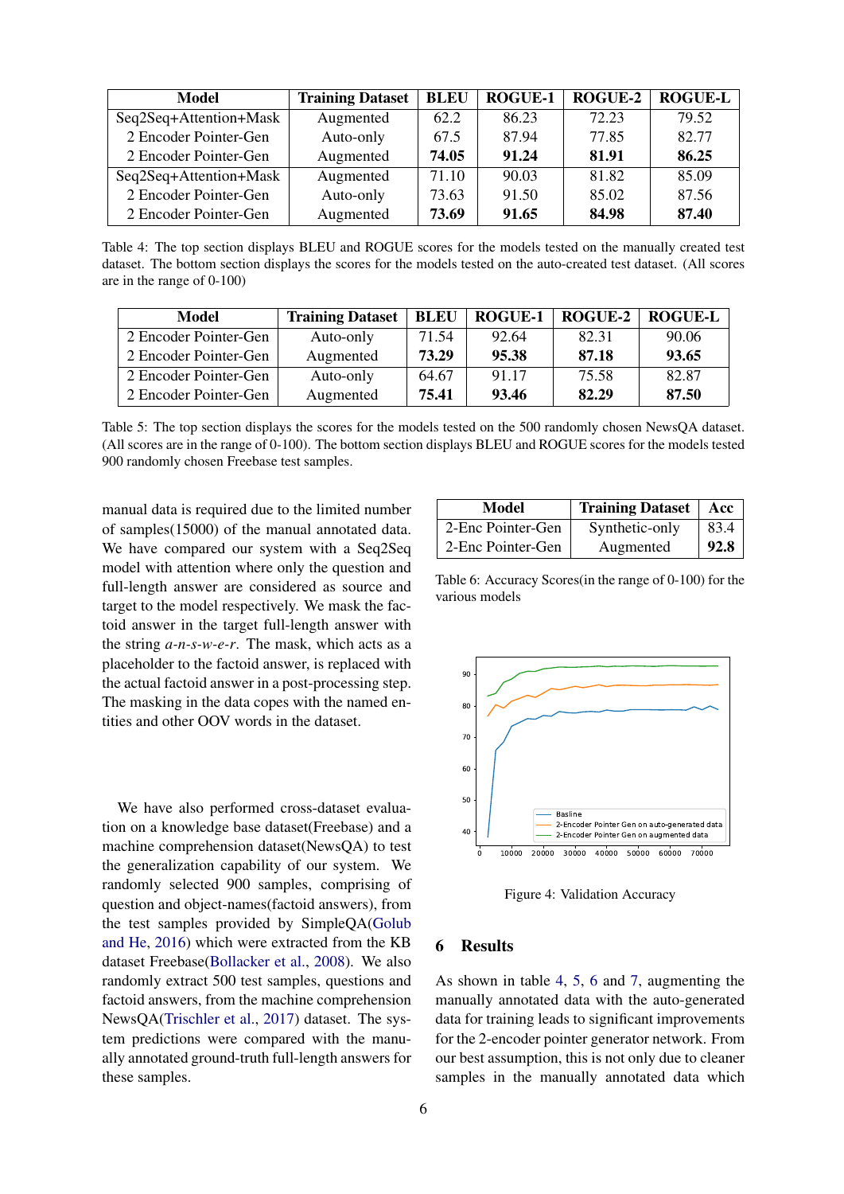| Model | Training Dataset | BLEU | ROGUE-1 | ROGUE-2 | ROGUE-L |
|---|---|---|---|---|---|
| Seq2Seq+Attention+Mask | Augmented | 62.2 | 86.23 | 72.23 | 79.52 |
| 2 Encoder Pointer-Gen | Auto-only | 67.5 | 87.94 | 77.85 | 82.77 |
| 2 Encoder Pointer-Gen | Augmented | **74.05** | **91.24** | **81.91** | **86.25** |
| Seq2Seq+Attention+Mask | Augmented | 71.10 | 90.03 | 81.82 | 85.09 |
| 2 Encoder Pointer-Gen | Auto-only | 73.63 | 91.50 | 85.02 | 87.56 |
| 2 Encoder Pointer-Gen | Augmented | **73.69** | **91.65** | **84.98** | **87.40** |

Table 4: The top section displays BLEU and ROGUE scores for the models tested on the manually created test dataset. The bottom section displays the scores for the models tested on the auto-created test dataset. (All scores are in the range of 0-100)

| Model | Training Dataset | BLEU | ROGUE-1 | ROGUE-2 | ROGUE-L |
|---|---|---|---|---|---|
| 2 Encoder Pointer-Gen | Auto-only | 71.54 | 92.64 | 82.31 | 90.06 |
| 2 Encoder Pointer-Gen | Augmented | **73.29** | **95.38** | **87.18** | **93.65** |
| 2 Encoder Pointer-Gen | Auto-only | 64.67 | 91.17 | 75.58 | 82.87 |
| 2 Encoder Pointer-Gen | Augmented | **75.41** | **93.46** | **82.29** | **87.50** |

Table 5: The top section displays the scores for the models tested on the 500 randomly chosen NewsQA dataset. (All scores are in the range of 0-100). The bottom section displays BLEU and ROGUE scores for the models tested 900 randomly chosen Freebase test samples.

manual data is required due to the limited number of samples(15000) of the manual annotated data. We have compared our system with a Seq2Seq model with attention where only the question and full-length answer are considered as source and target to the model respectively. We mask the factoid answer in the target full-length answer with the string *a-n-s-w-e-r*. The mask, which acts as a placeholder to the factoid answer, is replaced with the actual factoid answer in a post-processing step. The masking in the data copes with the named entities and other OOV words in the dataset.

We have also performed cross-dataset evaluation on a knowledge base dataset(Freebase) and a machine comprehension dataset(NewsQA) to test the generalization capability of our system. We randomly selected 900 samples, comprising of question and object-names(factoid answers), from the test samples provided by SimpleQA(Golub and He, 2016) which were extracted from the KB dataset Freebase(Bollacker et al., 2008). We also randomly extract 500 test samples, questions and factoid answers, from the machine comprehension NewsQA(Trischler et al., 2017) dataset. The system predictions were compared with the manually annotated ground-truth full-length answers for these samples.

| Model | Training Dataset | Acc |
|---|---|---|
| 2-Enc Pointer-Gen | Synthetic-only | 83.4 |
| 2-Enc Pointer-Gen | Augmented | **92.8** |

Table 6: Accuracy Scores(in the range of 0-100) for the various models

Figure 4: Validation Accuracy

## 6 Results

As shown in table 4, 5, 6 and 7, augmenting the manually annotated data with the auto-generated data for training leads to significant improvements for the 2-encoder pointer generator network. From our best assumption, this is not only due to cleaner samples in the manually annotated data which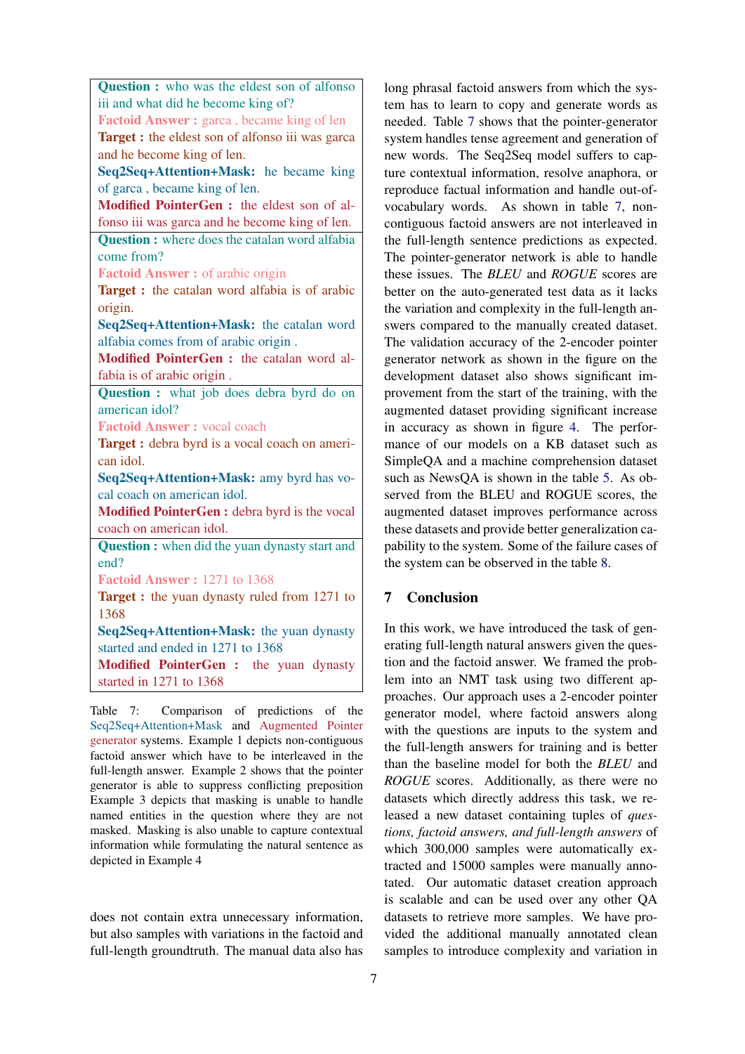| |
|---|
| **Question :** who was the eldest son of alfonso iii and what did he become king of?<br>**Factoid Answer :** garca , became king of len<br>**Target :** the eldest son of alfonso iii was garca and he become king of len.<br>**Seq2Seq+Attention+Mask:** he became king of garca , became king of len.<br>**Modified PointerGen :** the eldest son of alfonso iii was garca and he become king of len. |
| **Question :** where does the catalan word alfabia come from?<br>**Factoid Answer :** of arabic origin<br>**Target :** the catalan word alfabia is of arabic origin.<br>**Seq2Seq+Attention+Mask:** the catalan word alfabia comes from of arabic origin .<br>**Modified PointerGen :** the catalan word alfabia is of arabic origin . |
| **Question :** what job does debra byrd do on american idol?<br>**Factoid Answer :** vocal coach<br>**Target :** debra byrd is a vocal coach on american idol.<br>**Seq2Seq+Attention+Mask:** amy byrd has vocal coach on american idol.<br>**Modified PointerGen :** debra byrd is the vocal coach on american idol. |
| **Question :** when did the yuan dynasty start and end?<br>**Factoid Answer :** 1271 to 1368<br>**Target :** the yuan dynasty ruled from 1271 to 1368<br>**Seq2Seq+Attention+Mask:** the yuan dynasty started and ended in 1271 to 1368<br>**Modified PointerGen :** the yuan dynasty started in 1271 to 1368 |

Table 7: Comparison of predictions of the Seq2Seq+Attention+Mask and Augmented Pointer generator systems. Example 1 depicts non-contiguous factoid answer which have to be interleaved in the full-length answer. Example 2 shows that the pointer generator is able to suppress conflicting preposition Example 3 depicts that masking is unable to handle named entities in the question where they are not masked. Masking is also unable to capture contextual information while formulating the natural sentence as depicted in Example 4

does not contain extra unnecessary information, but also samples with variations in the factoid and full-length groundtruth. The manual data also has long phrasal factoid answers from which the system has to learn to copy and generate words as needed. Table 7 shows that the pointer-generator system handles tense agreement and generation of new words. The Seq2Seq model suffers to capture contextual information, resolve anaphora, or reproduce factual information and handle out-of-vocabulary words. As shown in table 7, non-contiguous factoid answers are not interleaved in the full-length sentence predictions as expected. The pointer-generator network is able to handle these issues. The *BLEU* and *ROGUE* scores are better on the auto-generated test data as it lacks the variation and complexity in the full-length answers compared to the manually created dataset. The validation accuracy of the 2-encoder pointer generator network as shown in the figure on the development dataset also shows significant improvement from the start of the training, with the augmented dataset providing significant increase in accuracy as shown in figure 4. The performance of our models on a KB dataset such as SimpleQA and a machine comprehension dataset such as NewsQA is shown in the table 5. As observed from the BLEU and ROGUE scores, the augmented dataset improves performance across these datasets and provide better generalization capability to the system. Some of the failure cases of the system can be observed in the table 8.

## 7 Conclusion

In this work, we have introduced the task of generating full-length natural answers given the question and the factoid answer. We framed the problem into an NMT task using two different approaches. Our approach uses a 2-encoder pointer generator model, where factoid answers along with the questions are inputs to the system and the full-length answers for training and is better than the baseline model for both the *BLEU* and *ROGUE* scores. Additionally, as there were no datasets which directly address this task, we released a new dataset containing tuples of *questions, factoid answers, and full-length answers* of which 300,000 samples were automatically extracted and 15000 samples were manually annotated. Our automatic dataset creation approach is scalable and can be used over any other QA datasets to retrieve more samples. We have provided the additional manually annotated clean samples to introduce complexity and variation in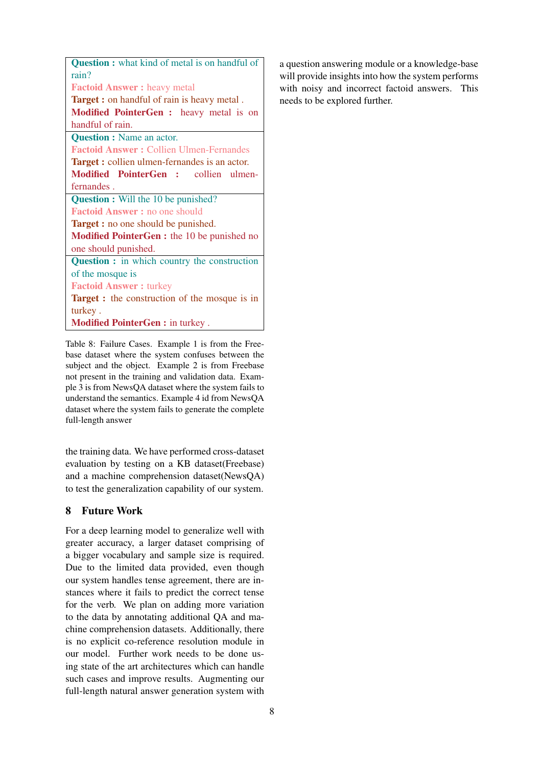| |
|---|
| **Question :** what kind of metal is on handful of rain?<br>**Factoid Answer :** heavy metal<br>**Target :** on handful of rain is heavy metal .<br>**Modified PointerGen :** heavy metal is on handful of rain. |
| **Question :** Name an actor.<br>**Factoid Answer :** Collien Ulmen-Fernandes<br>**Target :** collien ulmen-fernandes is an actor.<br>**Modified PointerGen :** collien ulmen-fernandes . |
| **Question :** Will the 10 be punished?<br>**Factoid Answer :** no one should<br>**Target :** no one should be punished.<br>**Modified PointerGen :** the 10 be punished no one should punished. |
| **Question :** in which country the construction of the mosque is<br>**Factoid Answer :** turkey<br>**Target :** the construction of the mosque is in turkey .<br>**Modified PointerGen :** in turkey . |

Table 8: Failure Cases. Example 1 is from the Freebase dataset where the system confuses between the subject and the object. Example 2 is from Freebase not present in the training and validation data. Example 3 is from NewsQA dataset where the system fails to understand the semantics. Example 4 id from NewsQA dataset where the system fails to generate the complete full-length answer

the training data. We have performed cross-dataset evaluation by testing on a KB dataset(Freebase) and a machine comprehension dataset(NewsQA) to test the generalization capability of our system.

## 8 Future Work

For a deep learning model to generalize well with greater accuracy, a larger dataset comprising of a bigger vocabulary and sample size is required. Due to the limited data provided, even though our system handles tense agreement, there are instances where it fails to predict the correct tense for the verb. We plan on adding more variation to the data by annotating additional QA and machine comprehension datasets. Additionally, there is no explicit co-reference resolution module in our model. Further work needs to be done using state of the art architectures which can handle such cases and improve results. Augmenting our full-length natural answer generation system with a question answering module or a knowledge-base will provide insights into how the system performs with noisy and incorrect factoid answers. This needs to be explored further.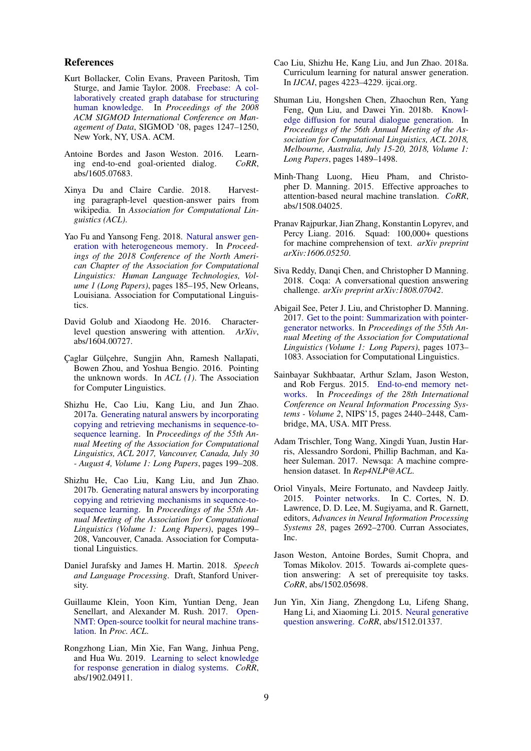## References

Kurt Bollacker, Colin Evans, Praveen Paritosh, Tim Sturge, and Jamie Taylor. 2008. Freebase: A collaboratively created graph database for structuring human knowledge. In *Proceedings of the 2008 ACM SIGMOD International Conference on Management of Data*, SIGMOD '08, pages 1247–1250, New York, NY, USA. ACM.

Antoine Bordes and Jason Weston. 2016. Learning end-to-end goal-oriented dialog. *CoRR*, abs/1605.07683.

Xinya Du and Claire Cardie. 2018. Harvesting paragraph-level question-answer pairs from wikipedia. In *Association for Computational Linguistics (ACL)*.

Yao Fu and Yansong Feng. 2018. Natural answer generation with heterogeneous memory. In *Proceedings of the 2018 Conference of the North American Chapter of the Association for Computational Linguistics: Human Language Technologies, Volume 1 (Long Papers)*, pages 185–195, New Orleans, Louisiana. Association for Computational Linguistics.

David Golub and Xiaodong He. 2016. Character-level question answering with attention. *ArXiv*, abs/1604.00727.

Çaglar Gülçehre, Sungjin Ahn, Ramesh Nallapati, Bowen Zhou, and Yoshua Bengio. 2016. Pointing the unknown words. In *ACL (1)*. The Association for Computer Linguistics.

Shizhu He, Cao Liu, Kang Liu, and Jun Zhao. 2017a. Generating natural answers by incorporating copying and retrieving mechanisms in sequence-to-sequence learning. In *Proceedings of the 55th Annual Meeting of the Association for Computational Linguistics, ACL 2017, Vancouver, Canada, July 30 - August 4, Volume 1: Long Papers*, pages 199–208.

Shizhu He, Cao Liu, Kang Liu, and Jun Zhao. 2017b. Generating natural answers by incorporating copying and retrieving mechanisms in sequence-to-sequence learning. In *Proceedings of the 55th Annual Meeting of the Association for Computational Linguistics (Volume 1: Long Papers)*, pages 199–208, Vancouver, Canada. Association for Computational Linguistics.

Daniel Jurafsky and James H. Martin. 2018. *Speech and Language Processing*. Draft, Stanford University.

Guillaume Klein, Yoon Kim, Yuntian Deng, Jean Senellart, and Alexander M. Rush. 2017. OpenNMT: Open-source toolkit for neural machine translation. In *Proc. ACL*.

Rongzhong Lian, Min Xie, Fan Wang, Jinhua Peng, and Hua Wu. 2019. Learning to select knowledge for response generation in dialog systems. *CoRR*, abs/1902.04911.

Cao Liu, Shizhu He, Kang Liu, and Jun Zhao. 2018a. Curriculum learning for natural answer generation. In *IJCAI*, pages 4223–4229. ijcai.org.

Shuman Liu, Hongshen Chen, Zhaochun Ren, Yang Feng, Qun Liu, and Dawei Yin. 2018b. Knowledge diffusion for neural dialogue generation. In *Proceedings of the 56th Annual Meeting of the Association for Computational Linguistics, ACL 2018, Melbourne, Australia, July 15-20, 2018, Volume 1: Long Papers*, pages 1489–1498.

Minh-Thang Luong, Hieu Pham, and Christopher D. Manning. 2015. Effective approaches to attention-based neural machine translation. *CoRR*, abs/1508.04025.

Pranav Rajpurkar, Jian Zhang, Konstantin Lopyrev, and Percy Liang. 2016. Squad: 100,000+ questions for machine comprehension of text. *arXiv preprint arXiv:1606.05250*.

Siva Reddy, Danqi Chen, and Christopher D Manning. 2018. Coqa: A conversational question answering challenge. *arXiv preprint arXiv:1808.07042*.

Abigail See, Peter J. Liu, and Christopher D. Manning. 2017. Get to the point: Summarization with pointer-generator networks. In *Proceedings of the 55th Annual Meeting of the Association for Computational Linguistics (Volume 1: Long Papers)*, pages 1073–1083. Association for Computational Linguistics.

Sainbayar Sukhbaatar, Arthur Szlam, Jason Weston, and Rob Fergus. 2015. End-to-end memory networks. In *Proceedings of the 28th International Conference on Neural Information Processing Systems - Volume 2*, NIPS'15, pages 2440–2448, Cambridge, MA, USA. MIT Press.

Adam Trischler, Tong Wang, Xingdi Yuan, Justin Harris, Alessandro Sordoni, Phillip Bachman, and Kaheer Suleman. 2017. Newsqa: A machine comprehension dataset. In *Rep4NLP@ACL*.

Oriol Vinyals, Meire Fortunato, and Navdeep Jaitly. 2015. Pointer networks. In C. Cortes, N. D. Lawrence, D. D. Lee, M. Sugiyama, and R. Garnett, editors, *Advances in Neural Information Processing Systems 28*, pages 2692–2700. Curran Associates, Inc.

Jason Weston, Antoine Bordes, Sumit Chopra, and Tomas Mikolov. 2015. Towards ai-complete question answering: A set of prerequisite toy tasks. *CoRR*, abs/1502.05698.

Jun Yin, Xin Jiang, Zhengdong Lu, Lifeng Shang, Hang Li, and Xiaoming Li. 2015. Neural generative question answering. *CoRR*, abs/1512.01337.